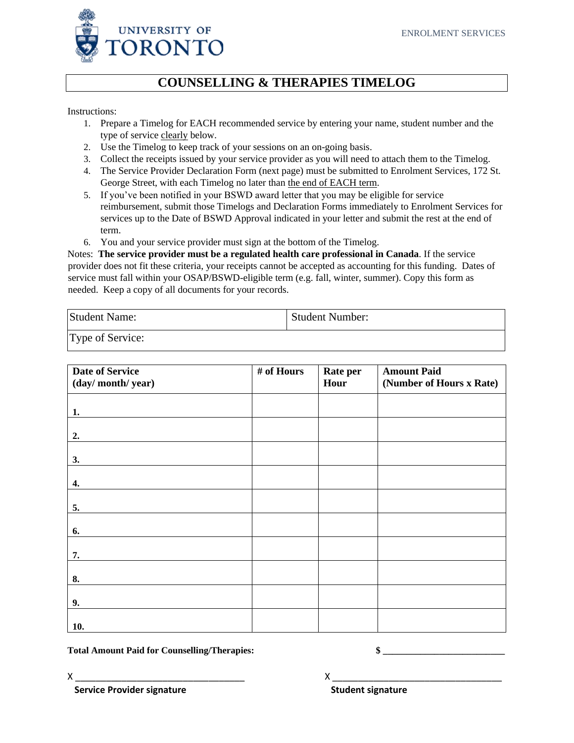UNIVERSITY OF TORONTO

ENROLMENT SERVICES

# COUNSELLING & THERAPIES TIMELOG

Instructions:

1. Prepare a Timelog for EACH recommended service by entering your name, student number and the type of service clearly below.
2. Use the Timelog to keep track of your sessions on an on-going basis.
3. Collect the receipts issued by your service provider as you will need to attach them to the Timelog.
4. The Service Provider Declaration Form (next page) must be submitted to Enrolment Services, 172 St. George Street, with each Timelog no later than the end of EACH term.
5. If you've been notified in your BSWD award letter that you may be eligible for service reimbursement, submit those Timelogs and Declaration Forms immediately to Enrolment Services for services up to the Date of BSWD Approval indicated in your letter and submit the rest at the end of term.
6. You and your service provider must sign at the bottom of the Timelog.

Notes: **The service provider must be a regulated health care professional in Canada**. If the service provider does not fit these criteria, your receipts cannot be accepted as accounting for this funding. Dates of service must fall within your OSAP/BSWD-eligible term (e.g. fall, winter, summer). Copy this form as needed. Keep a copy of all documents for your records.

| Student Name: | Student Number: |
|---|---|
| Type of Service: | |

| **Date of Service (day/ month/ year)** | **# of Hours** | **Rate per Hour** | **Amount Paid (Number of Hours x Rate)** |
|---|---|---|---|
| **1.** | | | |
| **2.** | | | |
| **3.** | | | |
| **4.** | | | |
| **5.** | | | |
| **6.** | | | |
| **7.** | | | |
| **8.** | | | |
| **9.** | | | |
| **10.** | | | |

**Total Amount Paid for Counselling/Therapies:** **$** ________________________

X ________________________________
**Service Provider signature**

X ________________________________
**Student signature**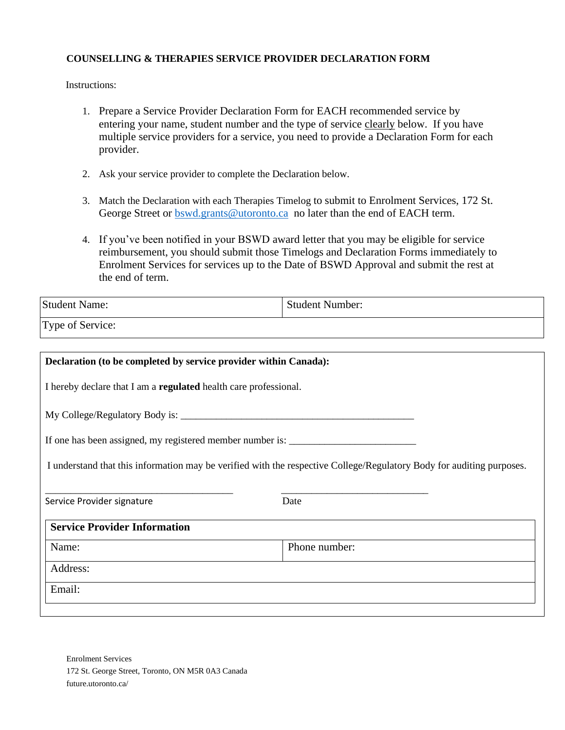**COUNSELLING & THERAPIES SERVICE PROVIDER DECLARATION FORM**

Instructions:

1. Prepare a Service Provider Declaration Form for EACH recommended service by entering your name, student number and the type of service clearly below. If you have multiple service providers for a service, you need to provide a Declaration Form for each provider.

2. Ask your service provider to complete the Declaration below.

3. Match the Declaration with each Therapies Timelog to submit to Enrolment Services, 172 St. George Street or bswd.grants@utoronto.ca no later than the end of EACH term.

4. If you've been notified in your BSWD award letter that you may be eligible for service reimbursement, you should submit those Timelogs and Declaration Forms immediately to Enrolment Services for services up to the Date of BSWD Approval and submit the rest at the end of term.

| | |
|---|---|
| Student Name: | Student Number: |
| Type of Service: | |

**Declaration (to be completed by service provider within Canada):**

I hereby declare that I am a **regulated** health care professional.

My College/Regulatory Body is: ______________________________________________

If one has been assigned, my registered member number is: ________________________

I understand that this information may be verified with the respective College/Regulatory Body for auditing purposes.

_____________________________________ _____________________________

Service Provider signature Date

| **Service Provider Information** | |
|---|---|
| Name: | Phone number: |
| Address: | |
| Email: | |

Enrolment Services
172 St. George Street, Toronto, ON M5R 0A3 Canada
future.utoronto.ca/